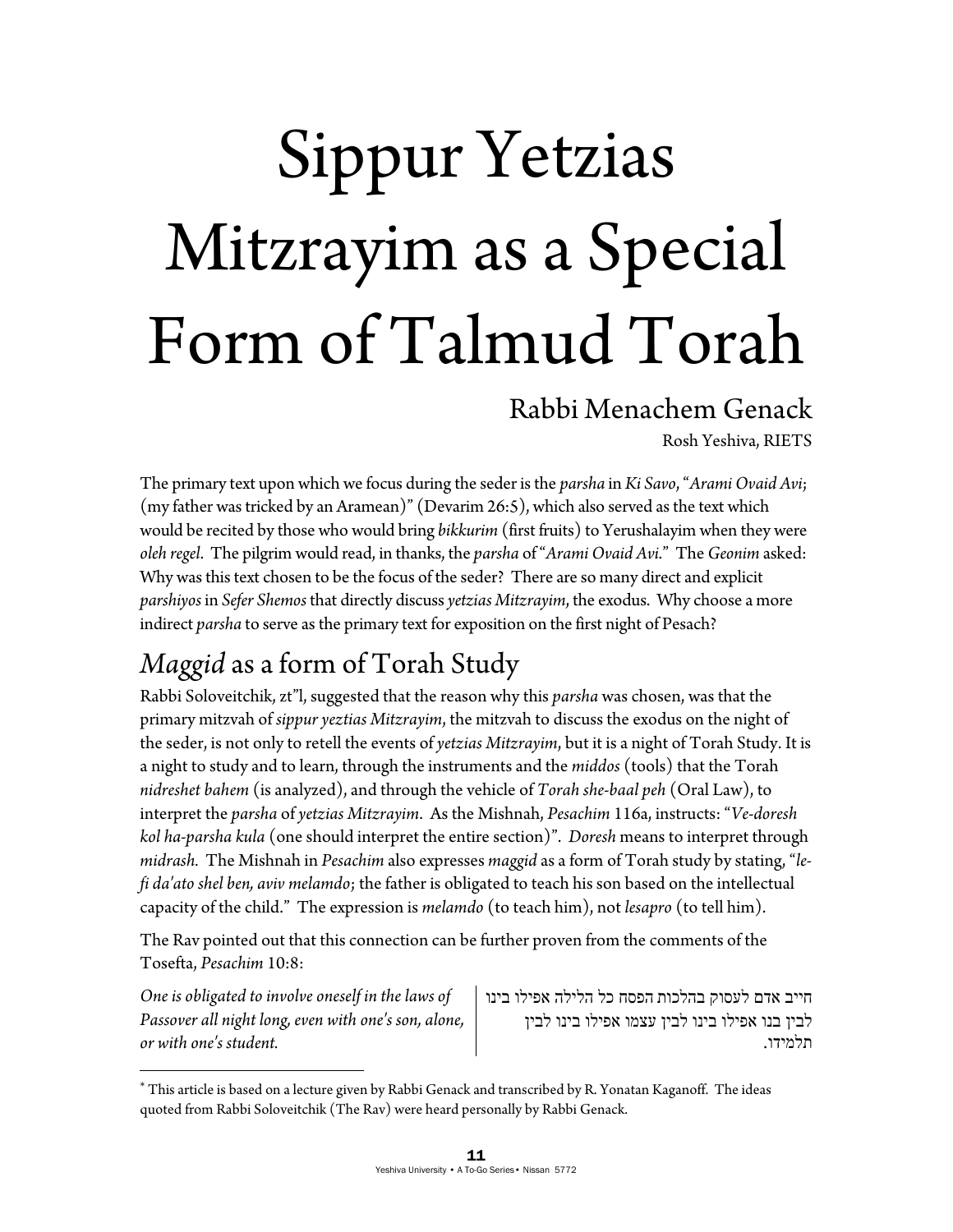# Sippur Yetzias Mitzrayim as a Special Form of Talmud Torah

Rabbi Menachem Genack

Rosh Yeshiva, RIETS

The primary text upon which we focus during the seder is the *parsha* in *Ki Savo*, "*Arami Ovaid Avi*; (my father was tricked by an Aramean)" (Devarim 26:5), which also served as the text which would be recited by those who would bring *bikkurim* (first fruits) to Yerushalayim when they were *oleh regel*. The pilgrim would read, in thanks, the *parsha* of "*Arami Ovaid Avi*." The *Geonim* asked: Why was this text chosen to be the focus of the seder? There are so many direct and explicit *parshiyos* in *Sefer Shemos* that directly discuss *yetzias Mitzrayim*, the exodus. Why choose a more indirect *parsha* to serve as the primary text for exposition on the first night of Pesach?

## *Maggid* as a form of Torah Study

Rabbi Soloveitchik, zt"l, suggested that the reason why this *parsha* was chosen, was that the primary mitzvah of *sippur yeztias Mitzrayim*, the mitzvah to discuss the exodus on the night of the seder, is not only to retell the events of *yetzias Mitzrayim*, but it is a night of Torah Study. It is a night to study and to learn, through the instruments and the *middos* (tools) that the Torah *nidreshet bahem* (is analyzed), and through the vehicle of *Torah she-baal peh* (Oral Law), to interpret the *parsha* of *yetzias Mitzrayim*. As the Mishnah, *Pesachim* 116a, instructs: "*Ve-doresh kol ha-parsha kula* (one should interpret the entire section)". *Doresh* means to interpret through *midrash*. The Mishnah in *Pesachim* also expresses *maggid* as a form of Torah study by stating, "*le-fi da'ato shel ben, aviv melamdo*; the father is obligated to teach his son based on the intellectual capacity of the child." The expression is *melamdo* (to teach him), not *lesapro* (to tell him).

The Rav pointed out that this connection can be further proven from the comments of the Tosefta, *Pesachim* 10:8:

| | |
|---|---|
| *One is obligated to involve oneself in the laws of Passover all night long, even with one's son, alone, or with one's student.* | חייב אדם לעסוק בהלכות הפסח כל הלילה אפילו בינו לבין בנו אפילו בינו לבין עצמו אפילו בינו לבין תלמידו. |

* This article is based on a lecture given by Rabbi Genack and transcribed by R. Yonatan Kaganoff. The ideas quoted from Rabbi Soloveitchik (The Rav) were heard personally by Rabbi Genack.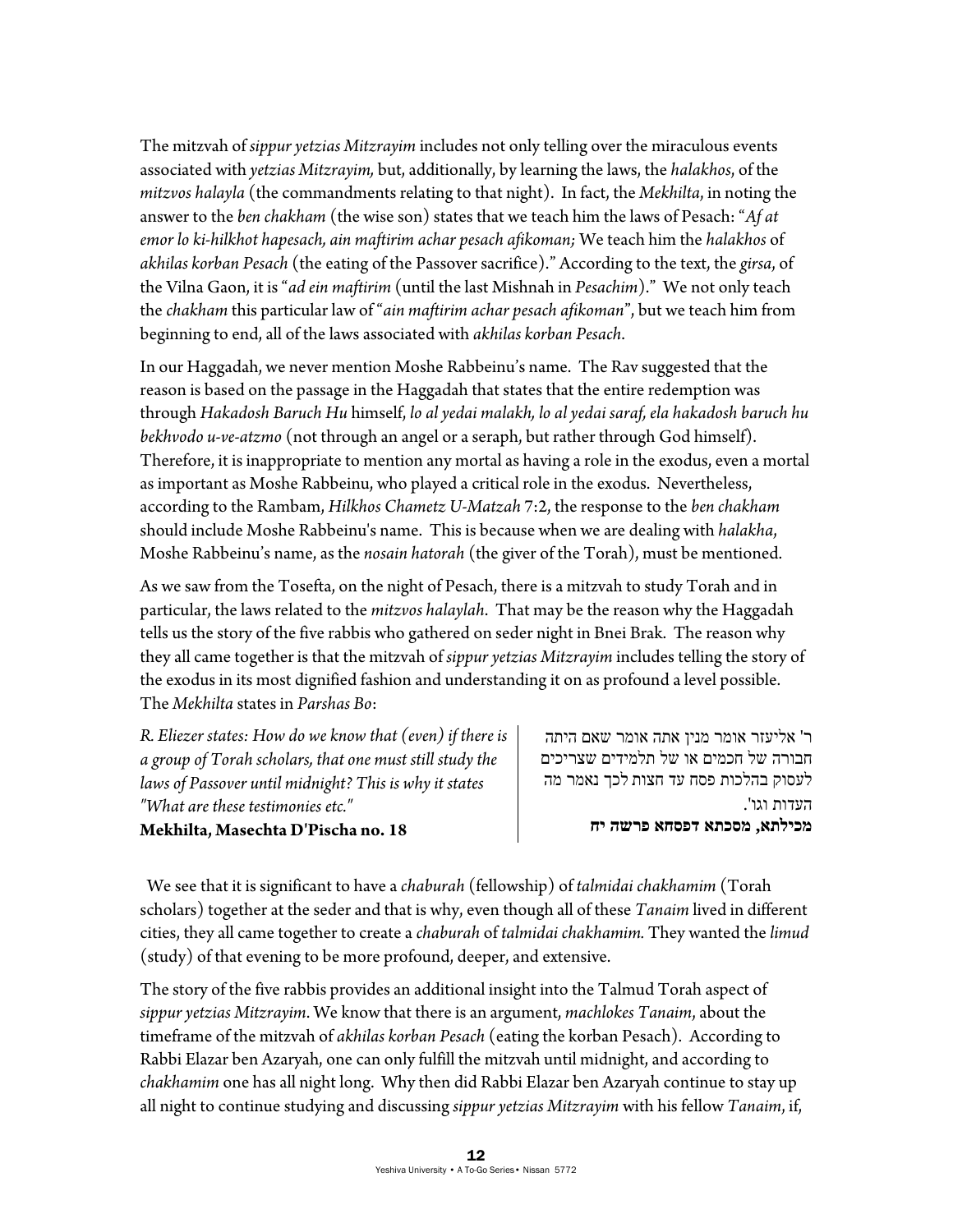The mitzvah of *sippur yetzias Mitzrayim* includes not only telling over the miraculous events associated with *yetzias Mitzrayim,* but, additionally, by learning the laws, the *halakhos*, of the *mitzvos halayla* (the commandments relating to that night). In fact, the *Mekhilta*, in noting the answer to the *ben chakham* (the wise son) states that we teach him the laws of Pesach: "*Af at emor lo ki-hilkhot hapesach, ain maftirim achar pesach afikoman;* We teach him the *halakhos* of *akhilas korban Pesach* (the eating of the Passover sacrifice)." According to the text, the *girsa*, of the Vilna Gaon, it is "*ad ein maftirim* (until the last Mishnah in *Pesachim*)." We not only teach the *chakham* this particular law of "*ain maftirim achar pesach afikoman*", but we teach him from beginning to end, all of the laws associated with *akhilas korban Pesach*.

In our Haggadah, we never mention Moshe Rabbeinu's name. The Rav suggested that the reason is based on the passage in the Haggadah that states that the entire redemption was through *Hakadosh Baruch Hu* himself, *lo al yedai malakh, lo al yedai saraf, ela hakadosh baruch hu bekhvodo u-ve-atzmo* (not through an angel or a seraph, but rather through God himself). Therefore, it is inappropriate to mention any mortal as having a role in the exodus, even a mortal as important as Moshe Rabbeinu, who played a critical role in the exodus. Nevertheless, according to the Rambam, *Hilkhos Chametz U-Matzah* 7:2, the response to the *ben chakham* should include Moshe Rabbeinu's name. This is because when we are dealing with *halakha*, Moshe Rabbeinu's name, as the *nosain hatorah* (the giver of the Torah), must be mentioned.

As we saw from the Tosefta, on the night of Pesach, there is a mitzvah to study Torah and in particular, the laws related to the *mitzvos halaylah*. That may be the reason why the Haggadah tells us the story of the five rabbis who gathered on seder night in Bnei Brak. The reason why they all came together is that the mitzvah of *sippur yetzias Mitzrayim* includes telling the story of the exodus in its most dignified fashion and understanding it on as profound a level possible. The *Mekhilta* states in *Parshas Bo*:

*R. Eliezer states: How do we know that (even) if there is a group of Torah scholars, that one must still study the laws of Passover until midnight? This is why it states "What are these testimonies etc."*
**Mekhilta, Masechta D'Pischa no. 18**

ר' אליעזר אומר מנין אתה אומר שאם היתה חבורה של חכמים או של תלמידים שצריכים לעסוק בהלכות פסח עד חצות לכך נאמר מה העדות וגו'.
**מכילתא, מסכתא דפסחא פרשה יח**

We see that it is significant to have a *chaburah* (fellowship) of *talmidai chakhamim* (Torah scholars) together at the seder and that is why, even though all of these *Tanaim* lived in different cities, they all came together to create a *chaburah* of *talmidai chakhamim.* They wanted the *limud* (study) of that evening to be more profound, deeper, and extensive.

The story of the five rabbis provides an additional insight into the Talmud Torah aspect of *sippur yetzias Mitzrayim*. We know that there is an argument, *machlokes Tanaim*, about the timeframe of the mitzvah of *akhilas korban Pesach* (eating the korban Pesach). According to Rabbi Elazar ben Azaryah, one can only fulfill the mitzvah until midnight, and according to *chakhamim* one has all night long. Why then did Rabbi Elazar ben Azaryah continue to stay up all night to continue studying and discussing *sippur yetzias Mitzrayim* with his fellow *Tanaim*, if,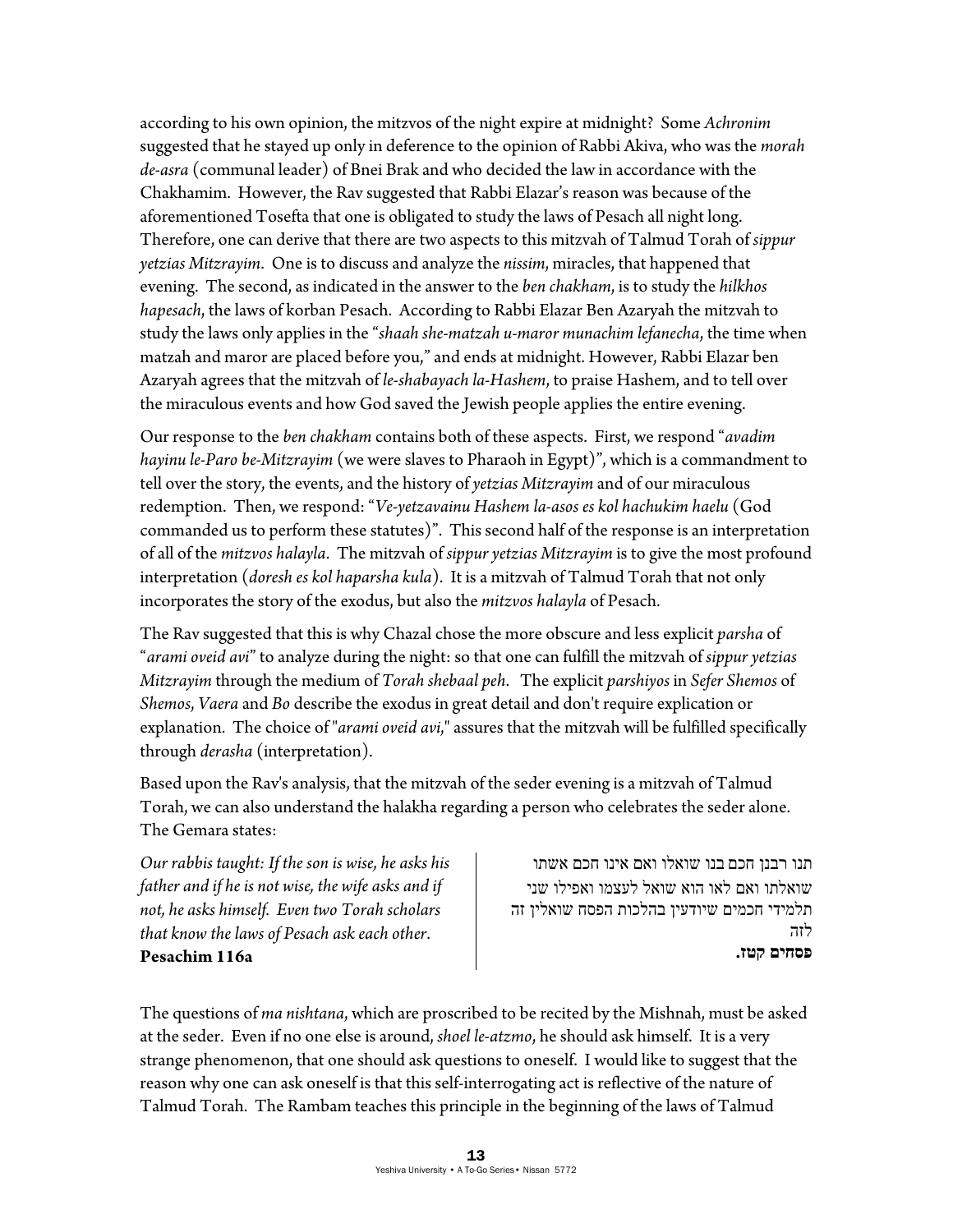according to his own opinion, the mitzvos of the night expire at midnight? Some *Achronim* suggested that he stayed up only in deference to the opinion of Rabbi Akiva, who was the *morah de-asra* (communal leader) of Bnei Brak and who decided the law in accordance with the Chakhamim. However, the Rav suggested that Rabbi Elazar's reason was because of the aforementioned Tosefta that one is obligated to study the laws of Pesach all night long. Therefore, one can derive that there are two aspects to this mitzvah of Talmud Torah of *sippur yetzias Mitzrayim*. One is to discuss and analyze the *nissim*, miracles, that happened that evening. The second, as indicated in the answer to the *ben chakham*, is to study the *hilkhos hapesach*, the laws of korban Pesach. According to Rabbi Elazar Ben Azaryah the mitzvah to study the laws only applies in the "*shaah she-matzah u-maror munachim lefanecha*, the time when matzah and maror are placed before you," and ends at midnight. However, Rabbi Elazar ben Azaryah agrees that the mitzvah of *le-shabayach la-Hashem*, to praise Hashem, and to tell over the miraculous events and how God saved the Jewish people applies the entire evening.

Our response to the *ben chakham* contains both of these aspects. First, we respond "*avadim hayinu le-Paro be-Mitzrayim* (we were slaves to Pharaoh in Egypt)", which is a commandment to tell over the story, the events, and the history of *yetzias Mitzrayim* and of our miraculous redemption. Then, we respond: "*Ve-yetzavainu Hashem la-asos es kol hachukim haelu* (God commanded us to perform these statutes)". This second half of the response is an interpretation of all of the *mitzvos halayla*. The mitzvah of *sippur yetzias Mitzrayim* is to give the most profound interpretation (*doresh es kol haparsha kula*). It is a mitzvah of Talmud Torah that not only incorporates the story of the exodus, but also the *mitzvos halayla* of Pesach.

The Rav suggested that this is why Chazal chose the more obscure and less explicit *parsha* of "*arami oveid avi*" to analyze during the night: so that one can fulfill the mitzvah of *sippur yetzias Mitzrayim* through the medium of *Torah shebaal peh*. The explicit *parshiyos* in *Sefer Shemos* of *Shemos*, *Vaera* and *Bo* describe the exodus in great detail and don't require explication or explanation. The choice of "*arami oveid avi*," assures that the mitzvah will be fulfilled specifically through *derasha* (interpretation).

Based upon the Rav's analysis, that the mitzvah of the seder evening is a mitzvah of Talmud Torah, we can also understand the halakha regarding a person who celebrates the seder alone. The Gemara states:

*Our rabbis taught: If the son is wise, he asks his father and if he is not wise, the wife asks and if not, he asks himself. Even two Torah scholars that know the laws of Pesach ask each other.*
**Pesachim 116a**

תנו רבנן חכם בנו שואלו ואם אינו חכם אשתו שואלתו ואם לאו הוא שואל לעצמו ואפילו שני תלמידי חכמים שיודעין בהלכות הפסח שואלין זה לזה
**פסחים קטז.**

The questions of *ma nishtana*, which are proscribed to be recited by the Mishnah, must be asked at the seder. Even if no one else is around, *shoel le-atzmo*, he should ask himself. It is a very strange phenomenon, that one should ask questions to oneself. I would like to suggest that the reason why one can ask oneself is that this self-interrogating act is reflective of the nature of Talmud Torah. The Rambam teaches this principle in the beginning of the laws of Talmud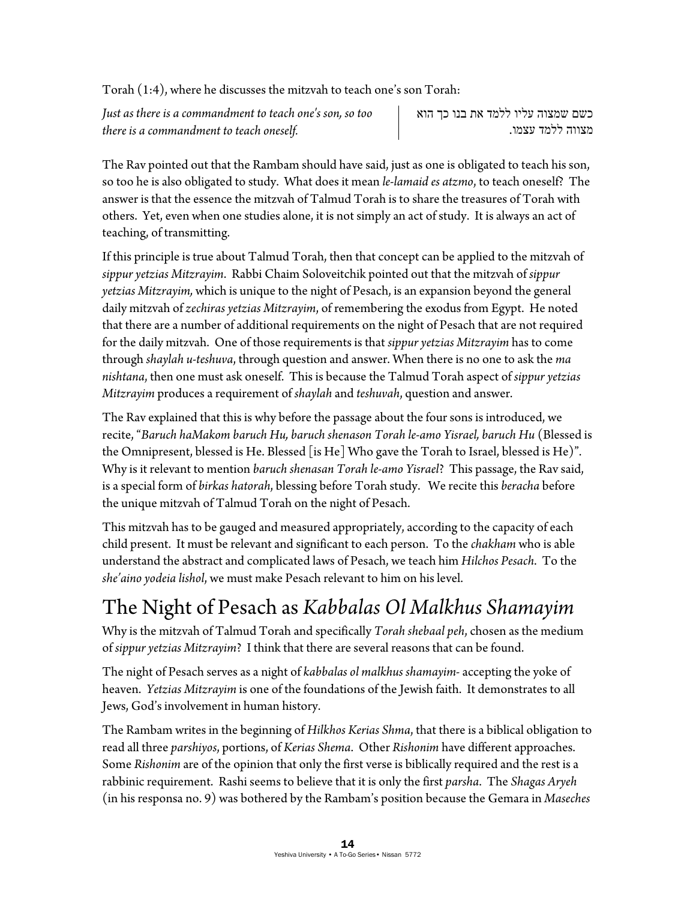Torah (1:4), where he discusses the mitzvah to teach one's son Torah:

| | |
|---|---|
| *Just as there is a commandment to teach one's son, so too there is a commandment to teach oneself.* | כשם שמצוה עליו ללמד את בנו כך הוא מצווה ללמד עצמו. |

The Rav pointed out that the Rambam should have said, just as one is obligated to teach his son, so too he is also obligated to study. What does it mean *le-lamaid es atzmo*, to teach oneself? The answer is that the essence the mitzvah of Talmud Torah is to share the treasures of Torah with others. Yet, even when one studies alone, it is not simply an act of study. It is always an act of teaching, of transmitting.

If this principle is true about Talmud Torah, then that concept can be applied to the mitzvah of *sippur yetzias Mitzrayim*. Rabbi Chaim Soloveitchik pointed out that the mitzvah of *sippur yetzias Mitzrayim,* which is unique to the night of Pesach, is an expansion beyond the general daily mitzvah of *zechiras yetzias Mitzrayim*, of remembering the exodus from Egypt. He noted that there are a number of additional requirements on the night of Pesach that are not required for the daily mitzvah. One of those requirements is that *sippur yetzias Mitzrayim* has to come through *shaylah u-teshuva*, through question and answer. When there is no one to ask the *ma nishtana*, then one must ask oneself. This is because the Talmud Torah aspect of *sippur yetzias Mitzrayim* produces a requirement of *shaylah* and *teshuvah*, question and answer.

The Rav explained that this is why before the passage about the four sons is introduced, we recite, "*Baruch haMakom baruch Hu, baruch shenason Torah le-amo Yisrael, baruch Hu* (Blessed is the Omnipresent, blessed is He. Blessed [is He] Who gave the Torah to Israel, blessed is He)". Why is it relevant to mention *baruch shenasan Torah le-amo Yisrael*? This passage, the Rav said, is a special form of *birkas hatorah*, blessing before Torah study. We recite this *beracha* before the unique mitzvah of Talmud Torah on the night of Pesach.

This mitzvah has to be gauged and measured appropriately, according to the capacity of each child present. It must be relevant and significant to each person. To the *chakham* who is able understand the abstract and complicated laws of Pesach, we teach him *Hilchos Pesach*. To the *she'aino yodeia lishol*, we must make Pesach relevant to him on his level.

## The Night of Pesach as *Kabbalas Ol Malkhus Shamayim*

Why is the mitzvah of Talmud Torah and specifically *Torah shebaal peh*, chosen as the medium of *sippur yetzias Mitzrayim*? I think that there are several reasons that can be found.

The night of Pesach serves as a night of *kabbalas ol malkhus shamayim*- accepting the yoke of heaven. *Yetzias Mitzrayim* is one of the foundations of the Jewish faith. It demonstrates to all Jews, God's involvement in human history.

The Rambam writes in the beginning of *Hilkhos Kerias Shma*, that there is a biblical obligation to read all three *parshiyos*, portions, of *Kerias Shema*. Other *Rishonim* have different approaches. Some *Rishonim* are of the opinion that only the first verse is biblically required and the rest is a rabbinic requirement. Rashi seems to believe that it is only the first *parsha*. The *Shagas Aryeh* (in his responsa no. 9) was bothered by the Rambam's position because the Gemara in *Maseches*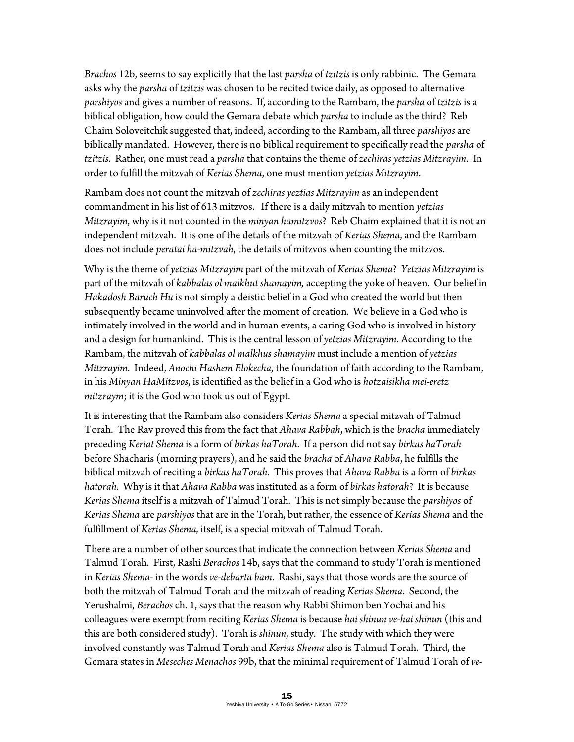*Brachos* 12b, seems to say explicitly that the last *parsha* of *tzitzis* is only rabbinic. The Gemara asks why the *parsha* of *tzitzis* was chosen to be recited twice daily, as opposed to alternative *parshiyos* and gives a number of reasons. If, according to the Rambam, the *parsha* of *tzitzis* is a biblical obligation, how could the Gemara debate which *parsha* to include as the third? Reb Chaim Soloveitchik suggested that, indeed, according to the Rambam, all three *parshiyos* are biblically mandated. However, there is no biblical requirement to specifically read the *parsha* of *tzitzis*. Rather, one must read a *parsha* that contains the theme of *zechiras yetzias Mitzrayim*. In order to fulfill the mitzvah of *Kerias Shema*, one must mention *yetzias Mitzrayim*.

Rambam does not count the mitzvah of *zechiras yeztias Mitzrayim* as an independent commandment in his list of 613 mitzvos. If there is a daily mitzvah to mention *yetzias Mitzrayim*, why is it not counted in the *minyan hamitzvos*? Reb Chaim explained that it is not an independent mitzvah. It is one of the details of the mitzvah of *Kerias Shema*, and the Rambam does not include *peratai ha-mitzvah*, the details of mitzvos when counting the mitzvos.

Why is the theme of *yetzias Mitzrayim* part of the mitzvah of *Kerias Shema*? *Yetzias Mitzrayim* is part of the mitzvah of *kabbalas ol malkhut shamayim,* accepting the yoke of heaven. Our belief in *Hakadosh Baruch Hu* is not simply a deistic belief in a God who created the world but then subsequently became uninvolved after the moment of creation. We believe in a God who is intimately involved in the world and in human events, a caring God who is involved in history and a design for humankind. This is the central lesson of *yetzias Mitzrayim*. According to the Rambam, the mitzvah of *kabbalas ol malkhus shamayim* must include a mention of *yetzias Mitzrayim*. Indeed, *Anochi Hashem Elokecha*, the foundation of faith according to the Rambam, in his *Minyan HaMitzvos*, is identified as the belief in a God who is *hotzaisikha mei-eretz mitzraym*; it is the God who took us out of Egypt.

It is interesting that the Rambam also considers *Kerias Shema* a special mitzvah of Talmud Torah. The Rav proved this from the fact that *Ahava Rabbah*, which is the *bracha* immediately preceding *Keriat Shema* is a form of *birkas haTorah*. If a person did not say *birkas haTorah* before Shacharis (morning prayers), and he said the *bracha* of *Ahava Rabba*, he fulfills the biblical mitzvah of reciting a *birkas haTorah*. This proves that *Ahava Rabba* is a form of *birkas hatorah*. Why is it that *Ahava Rabba* was instituted as a form of *birkas hatorah*? It is because *Kerias Shema* itself is a mitzvah of Talmud Torah. This is not simply because the *parshiyos* of *Kerias Shema* are *parshiyos* that are in the Torah, but rather, the essence of *Kerias Shema* and the fulfillment of *Kerias Shema,* itself, is a special mitzvah of Talmud Torah.

There are a number of other sources that indicate the connection between *Kerias Shema* and Talmud Torah. First, Rashi *Berachos* 14b, says that the command to study Torah is mentioned in *Kerias Shema*- in the words *ve-debarta bam*. Rashi, says that those words are the source of both the mitzvah of Talmud Torah and the mitzvah of reading *Kerias Shema*. Second, the Yerushalmi, *Berachos* ch. 1, says that the reason why Rabbi Shimon ben Yochai and his colleagues were exempt from reciting *Kerias Shema* is because *hai shinun ve-hai shinun* (this and this are both considered study). Torah is *shinun*, study. The study with which they were involved constantly was Talmud Torah and *Kerias Shema* also is Talmud Torah. Third, the Gemara states in *Meseches Menachos* 99b, that the minimal requirement of Talmud Torah of *ve-*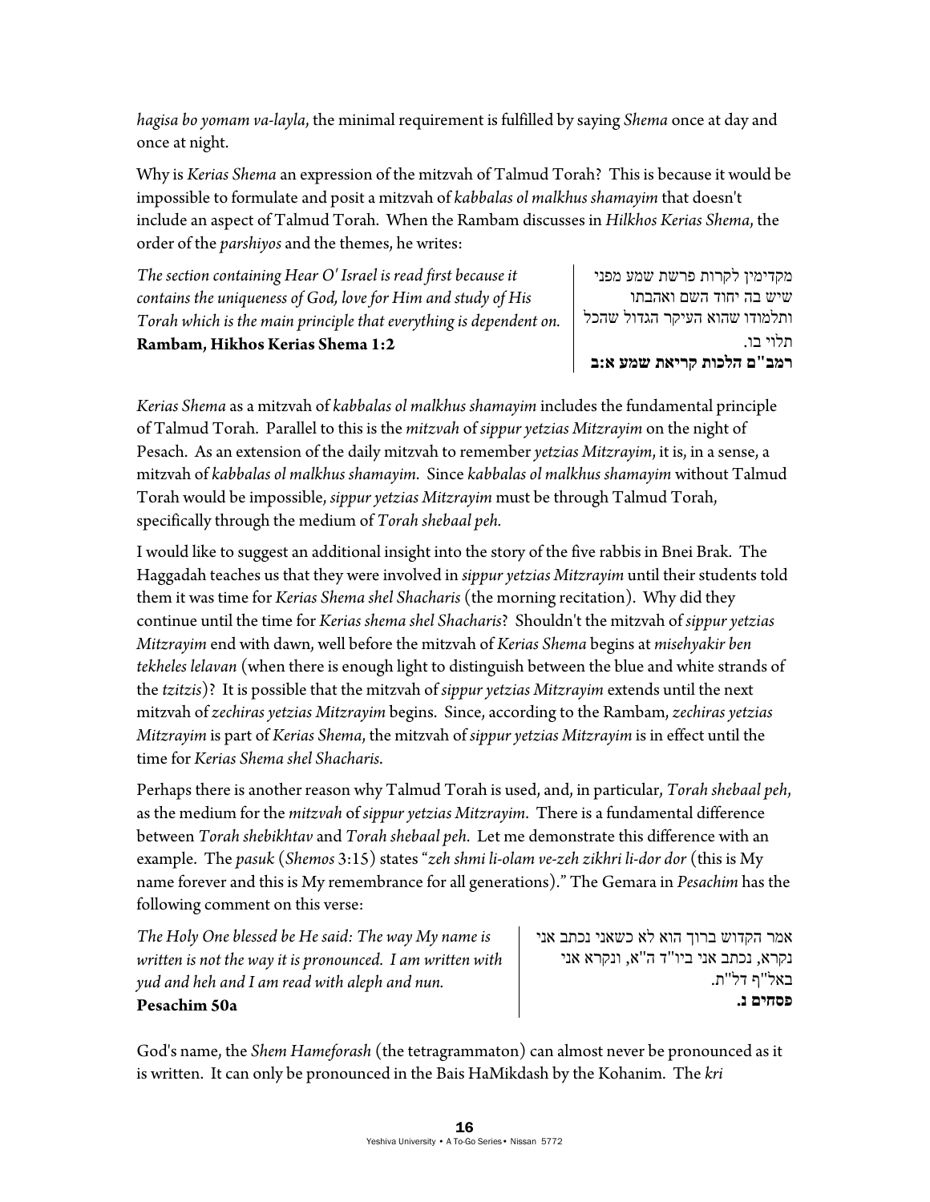*hagisa bo yomam va-layla*, the minimal requirement is fulfilled by saying *Shema* once at day and once at night.

Why is *Kerias Shema* an expression of the mitzvah of Talmud Torah? This is because it would be impossible to formulate and posit a mitzvah of *kabbalas ol malkhus shamayim* that doesn't include an aspect of Talmud Torah. When the Rambam discusses in *Hilkhos Kerias Shema*, the order of the *parshiyos* and the themes, he writes:

| | |
|---|---|
| *The section containing Hear O' Israel is read first because it contains the uniqueness of God, love for Him and study of His Torah which is the main principle that everything is dependent on.* **Rambam, Hikhos Kerias Shema 1:2** | מקדימין לקרות פרשת שמע מפני שיש בה יחוד השם ואהבתו ותלמודו שהוא העיקר הגדול שהכל תלוי בו. **רמב"ם הלכות קריאת שמע א:ב** |

*Kerias Shema* as a mitzvah of *kabbalas ol malkhus shamayim* includes the fundamental principle of Talmud Torah. Parallel to this is the *mitzvah* of *sippur yetzias Mitzrayim* on the night of Pesach. As an extension of the daily mitzvah to remember *yetzias Mitzrayim*, it is, in a sense, a mitzvah of *kabbalas ol malkhus shamayim*. Since *kabbalas ol malkhus shamayim* without Talmud Torah would be impossible, *sippur yetzias Mitzrayim* must be through Talmud Torah, specifically through the medium of *Torah shebaal peh.*

I would like to suggest an additional insight into the story of the five rabbis in Bnei Brak. The Haggadah teaches us that they were involved in *sippur yetzias Mitzrayim* until their students told them it was time for *Kerias Shema shel Shacharis* (the morning recitation). Why did they continue until the time for *Kerias shema shel Shacharis*? Shouldn't the mitzvah of *sippur yetzias Mitzrayim* end with dawn, well before the mitzvah of *Kerias Shema* begins at *misehyakir ben tekheles lelavan* (when there is enough light to distinguish between the blue and white strands of the *tzitzis*)? It is possible that the mitzvah of *sippur yetzias Mitzrayim* extends until the next mitzvah of *zechiras yetzias Mitzrayim* begins. Since, according to the Rambam, *zechiras yetzias Mitzrayim* is part of *Kerias Shema*, the mitzvah of *sippur yetzias Mitzrayim* is in effect until the time for *Kerias Shema shel Shacharis*.

Perhaps there is another reason why Talmud Torah is used, and, in particular, *Torah shebaal peh*, as the medium for the *mitzvah* of *sippur yetzias Mitzrayim*. There is a fundamental difference between *Torah shebikhtav* and *Torah shebaal peh*. Let me demonstrate this difference with an example. The *pasuk* (*Shemos* 3:15) states "*zeh shmi li-olam ve-zeh zikhri li-dor dor* (this is My name forever and this is My remembrance for all generations)." The Gemara in *Pesachim* has the following comment on this verse:

| | |
|---|---|
| *The Holy One blessed be He said: The way My name is written is not the way it is pronounced. I am written with yud and heh and I am read with aleph and nun.* **Pesachim 50a** | אמר הקדוש ברוך הוא לא כשאני נכתב אני נקרא, נכתב אני ביו"ד ה"א, ונקרא אני באל"ף דל"ת. **פסחים נ.** |

God's name, the *Shem Hameforash* (the tetragrammaton) can almost never be pronounced as it is written. It can only be pronounced in the Bais HaMikdash by the Kohanim. The *kri*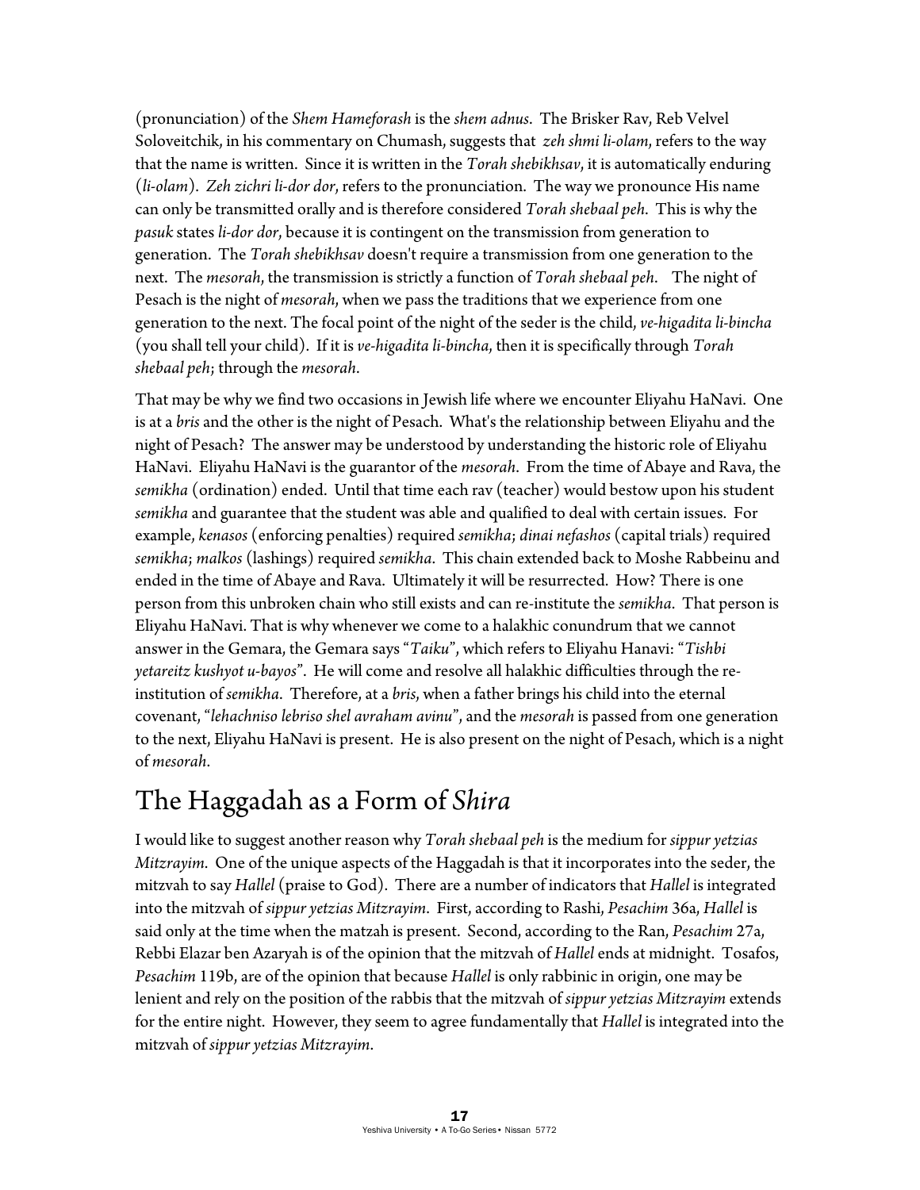(pronunciation) of the *Shem Hameforash* is the *shem adnus*. The Brisker Rav, Reb Velvel Soloveitchik, in his commentary on Chumash, suggests that *zeh shmi li-olam*, refers to the way that the name is written. Since it is written in the *Torah shebikhsav*, it is automatically enduring (*li-olam*). *Zeh zichri li-dor dor*, refers to the pronunciation. The way we pronounce His name can only be transmitted orally and is therefore considered *Torah shebaal peh*. This is why the *pasuk* states *li-dor dor*, because it is contingent on the transmission from generation to generation. The *Torah shebikhsav* doesn't require a transmission from one generation to the next. The *mesorah*, the transmission is strictly a function of *Torah shebaal peh*. The night of Pesach is the night of *mesorah*, when we pass the traditions that we experience from one generation to the next. The focal point of the night of the seder is the child, *ve-higadita li-bincha* (you shall tell your child). If it is *ve-higadita li-bincha*, then it is specifically through *Torah shebaal peh*; through the *mesorah*.

That may be why we find two occasions in Jewish life where we encounter Eliyahu HaNavi. One is at a *bris* and the other is the night of Pesach. What's the relationship between Eliyahu and the night of Pesach? The answer may be understood by understanding the historic role of Eliyahu HaNavi. Eliyahu HaNavi is the guarantor of the *mesorah*. From the time of Abaye and Rava, the *semikha* (ordination) ended. Until that time each rav (teacher) would bestow upon his student *semikha* and guarantee that the student was able and qualified to deal with certain issues. For example, *kenasos* (enforcing penalties) required *semikha*; *dinai nefashos* (capital trials) required *semikha*; *malkos* (lashings) required *semikha*. This chain extended back to Moshe Rabbeinu and ended in the time of Abaye and Rava. Ultimately it will be resurrected. How? There is one person from this unbroken chain who still exists and can re-institute the *semikha*. That person is Eliyahu HaNavi. That is why whenever we come to a halakhic conundrum that we cannot answer in the Gemara, the Gemara says "*Taiku*", which refers to Eliyahu Hanavi: "*Tishbi yetareitz kushyot u-bayos*". He will come and resolve all halakhic difficulties through the re-institution of *semikha*. Therefore, at a *bris*, when a father brings his child into the eternal covenant, "*lehachniso lebriso shel avraham avinu*", and the *mesorah* is passed from one generation to the next, Eliyahu HaNavi is present. He is also present on the night of Pesach, which is a night of *mesorah*.

## The Haggadah as a Form of *Shira*

I would like to suggest another reason why *Torah shebaal peh* is the medium for *sippur yetzias Mitzrayim*. One of the unique aspects of the Haggadah is that it incorporates into the seder, the mitzvah to say *Hallel* (praise to God). There are a number of indicators that *Hallel* is integrated into the mitzvah of *sippur yetzias Mitzrayim*. First, according to Rashi, *Pesachim* 36a, *Hallel* is said only at the time when the matzah is present. Second, according to the Ran, *Pesachim* 27a, Rebbi Elazar ben Azaryah is of the opinion that the mitzvah of *Hallel* ends at midnight. Tosafos, *Pesachim* 119b, are of the opinion that because *Hallel* is only rabbinic in origin, one may be lenient and rely on the position of the rabbis that the mitzvah of *sippur yetzias Mitzrayim* extends for the entire night. However, they seem to agree fundamentally that *Hallel* is integrated into the mitzvah of *sippur yetzias Mitzrayim*.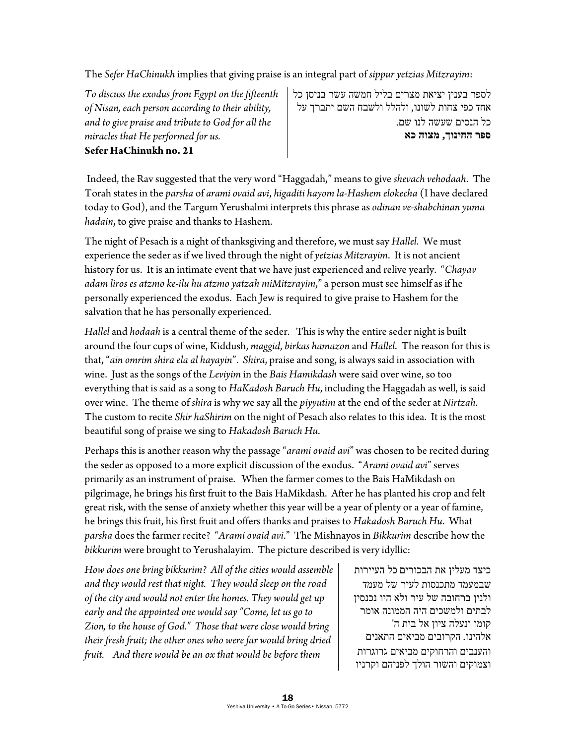The *Sefer HaChinukh* implies that giving praise is an integral part of *sippur yetzias Mitzrayim*:

*To discuss the exodus from Egypt on the fifteenth of Nisan, each person according to their ability, and to give praise and tribute to God for all the miracles that He performed for us.*
**Sefer HaChinukh no. 21**

לספר בענין יציאת מצרים בליל חמשה עשר בניסן כל אחד כפי צחות לשונו, ולהלל ולשבח השם יתברך על כל הנסים שעשה לנו שם.
**ספר החינוך, מצוה כא**

Indeed, the Rav suggested that the very word "Haggadah," means to give *shevach vehodaah*. The Torah states in the *parsha* of *arami ovaid avi*, *higaditi hayom la-Hashem elokecha* (I have declared today to God), and the Targum Yerushalmi interprets this phrase as *odinan ve-shabchinan yuma hadain*, to give praise and thanks to Hashem.

The night of Pesach is a night of thanksgiving and therefore, we must say *Hallel*. We must experience the seder as if we lived through the night of *yetzias Mitzrayim*. It is not ancient history for us. It is an intimate event that we have just experienced and relive yearly. "*Chayav adam liros es atzmo ke-ilu hu atzmo yatzah miMitzrayim*," a person must see himself as if he personally experienced the exodus. Each Jew is required to give praise to Hashem for the salvation that he has personally experienced.

*Hallel* and *hodaah* is a central theme of the seder. This is why the entire seder night is built around the four cups of wine, Kiddush, *maggid*, *birkas hamazon* and *Hallel*. The reason for this is that, "*ain omrim shira ela al hayayin*". *Shira*, praise and song, is always said in association with wine. Just as the songs of the *Leviyim* in the *Bais Hamikdash* were said over wine, so too everything that is said as a song to *HaKadosh Baruch Hu*, including the Haggadah as well, is said over wine. The theme of *shira* is why we say all the *piyyutim* at the end of the seder at *Nirtzah*. The custom to recite *Shir haShirim* on the night of Pesach also relates to this idea. It is the most beautiful song of praise we sing to *Hakadosh Baruch Hu*.

Perhaps this is another reason why the passage "*arami ovaid avi*" was chosen to be recited during the seder as opposed to a more explicit discussion of the exodus. "*Arami ovaid avi*" serves primarily as an instrument of praise. When the farmer comes to the Bais HaMikdash on pilgrimage, he brings his first fruit to the Bais HaMikdash. After he has planted his crop and felt great risk, with the sense of anxiety whether this year will be a year of plenty or a year of famine, he brings this fruit, his first fruit and offers thanks and praises to *Hakadosh Baruch Hu*. What *parsha* does the farmer recite? "*Arami ovaid avi*." The Mishnayos in *Bikkurim* describe how the *bikkurim* were brought to Yerushalayim. The picture described is very idyllic:

*How does one bring bikkurim? All of the cities would assemble and they would rest that night. They would sleep on the road of the city and would not enter the homes. They would get up early and the appointed one would say "Come, let us go to Zion, to the house of God." Those that were close would bring their fresh fruit; the other ones who were far would bring dried fruit. And there would be an ox that would be before them*

כיצד מעלין את הבכורים כל העיירות שבמעמד מתכנסות לעיר של מעמד ולנין ברחובה של עיר ולא היו נכנסין לבתים ולמשכים היה הממונה אומר קומו ונעלה ציון אל בית ה' אלהינו. הקרובים מביאים התאנים והענבים והרחוקים מביאים גרוגרות וצמוקים והשור הולך לפניהם וקרניו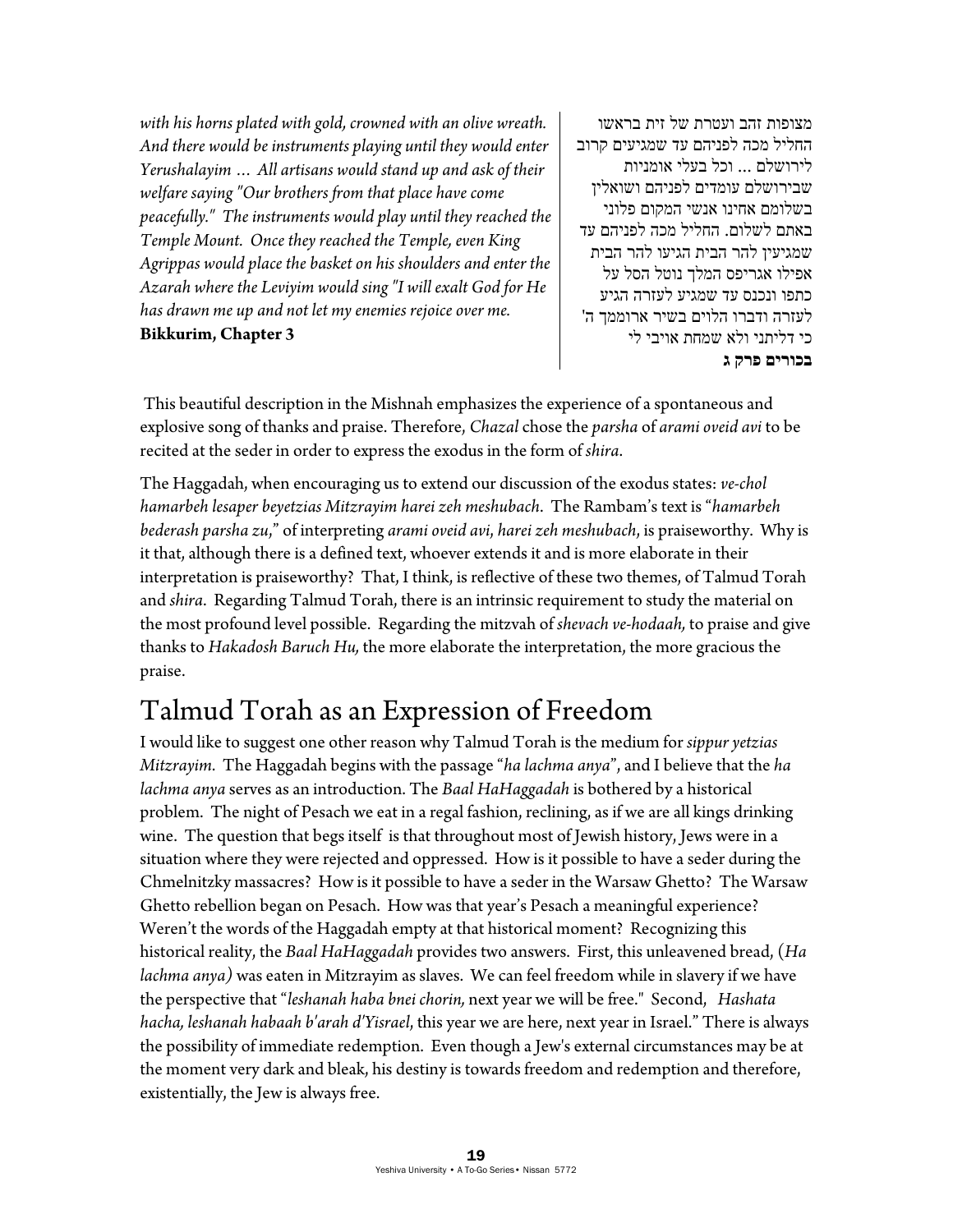*with his horns plated with gold, crowned with an olive wreath. And there would be instruments playing until they would enter Yerushalayim … All artisans would stand up and ask of their welfare saying "Our brothers from that place have come peacefully." The instruments would play until they reached the Temple Mount. Once they reached the Temple, even King Agrippas would place the basket on his shoulders and enter the Azarah where the Leviyim would sing "I will exalt God for He has drawn me up and not let my enemies rejoice over me.*
**Bikkurim, Chapter 3**

מצופות זהב ועטרת של זית בראשו החליל מכה לפניהם עד שמגיעים קרוב לירושלם ... וכל בעלי אומניות שבירושלם עומדים לפניהם ושואלין בשלומם אחינו אנשי המקום פלוני באתם לשלום. החליל מכה לפניהם עד שמגיעין להר הבית הגיעו להר הבית אפילו אגריפס המלך נוטל הסל על כתפו ונכנס עד שמגיע לעזרה הגיע לעזרה ודברו הלוים בשיר ארוממך ה' כי דליתני ולא שמחת אויבי לי
**בכורים פרק ג**

This beautiful description in the Mishnah emphasizes the experience of a spontaneous and explosive song of thanks and praise. Therefore, *Chazal* chose the *parsha* of *arami oveid avi* to be recited at the seder in order to express the exodus in the form of *shira*.

The Haggadah, when encouraging us to extend our discussion of the exodus states: *ve-chol hamarbeh lesaper beyetzias Mitzrayim harei zeh meshubach*. The Rambam's text is "*hamarbeh bederash parsha zu*," of interpreting *arami oveid avi*, *harei zeh meshubach*, is praiseworthy. Why is it that, although there is a defined text, whoever extends it and is more elaborate in their interpretation is praiseworthy? That, I think, is reflective of these two themes, of Talmud Torah and *shira*. Regarding Talmud Torah, there is an intrinsic requirement to study the material on the most profound level possible. Regarding the mitzvah of *shevach ve-hodaah,* to praise and give thanks to *Hakadosh Baruch Hu,* the more elaborate the interpretation, the more gracious the praise.

## Talmud Torah as an Expression of Freedom

I would like to suggest one other reason why Talmud Torah is the medium for *sippur yetzias Mitzrayim.* The Haggadah begins with the passage "*ha lachma anya*", and I believe that the *ha lachma anya* serves as an introduction. The *Baal HaHaggadah* is bothered by a historical problem. The night of Pesach we eat in a regal fashion, reclining, as if we are all kings drinking wine. The question that begs itself is that throughout most of Jewish history, Jews were in a situation where they were rejected and oppressed. How is it possible to have a seder during the Chmelnitzky massacres? How is it possible to have a seder in the Warsaw Ghetto? The Warsaw Ghetto rebellion began on Pesach. How was that year's Pesach a meaningful experience? Weren't the words of the Haggadah empty at that historical moment? Recognizing this historical reality, the *Baal HaHaggadah* provides two answers. First, this unleavened bread, (*Ha lachma anya)* was eaten in Mitzrayim as slaves. We can feel freedom while in slavery if we have the perspective that "*leshanah haba bnei chorin,* next year we will be free." Second, *Hashata hacha, leshanah habaah b'arah d'Yisrael*, this year we are here, next year in Israel." There is always the possibility of immediate redemption. Even though a Jew's external circumstances may be at the moment very dark and bleak, his destiny is towards freedom and redemption and therefore, existentially, the Jew is always free.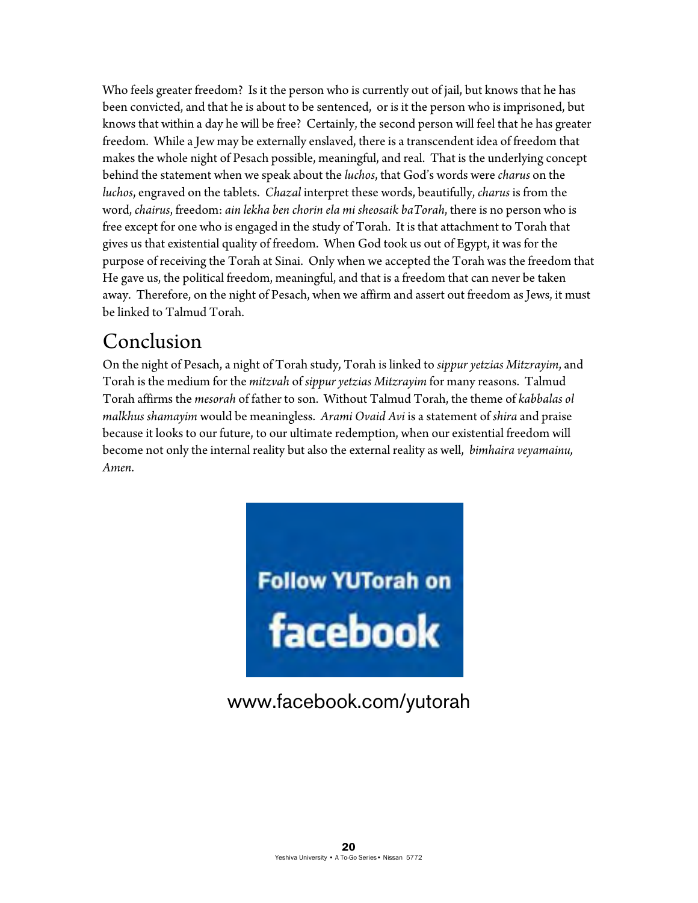Who feels greater freedom? Is it the person who is currently out of jail, but knows that he has been convicted, and that he is about to be sentenced, or is it the person who is imprisoned, but knows that within a day he will be free? Certainly, the second person will feel that he has greater freedom. While a Jew may be externally enslaved, there is a transcendent idea of freedom that makes the whole night of Pesach possible, meaningful, and real. That is the underlying concept behind the statement when we speak about the *luchos*, that God's words were *charus* on the *luchos*, engraved on the tablets. *Chazal* interpret these words, beautifully, *charus* is from the word, *chairus*, freedom: *ain lekha ben chorin ela mi sheosaik baTorah*, there is no person who is free except for one who is engaged in the study of Torah. It is that attachment to Torah that gives us that existential quality of freedom. When God took us out of Egypt, it was for the purpose of receiving the Torah at Sinai. Only when we accepted the Torah was the freedom that He gave us, the political freedom, meaningful, and that is a freedom that can never be taken away. Therefore, on the night of Pesach, when we affirm and assert out freedom as Jews, it must be linked to Talmud Torah.

## Conclusion

On the night of Pesach, a night of Torah study, Torah is linked to *sippur yetzias Mitzrayim*, and Torah is the medium for the *mitzvah* of *sippur yetzias Mitzrayim* for many reasons. Talmud Torah affirms the *mesorah* of father to son. Without Talmud Torah, the theme of *kabbalas ol malkhus shamayim* would be meaningless. *Arami Ovaid Avi* is a statement of *shira* and praise because it looks to our future, to our ultimate redemption, when our existential freedom will become not only the internal reality but also the external reality as well, *bimhaira veyamainu, Amen*.

Follow YUTorah on facebook

www.facebook.com/yutorah